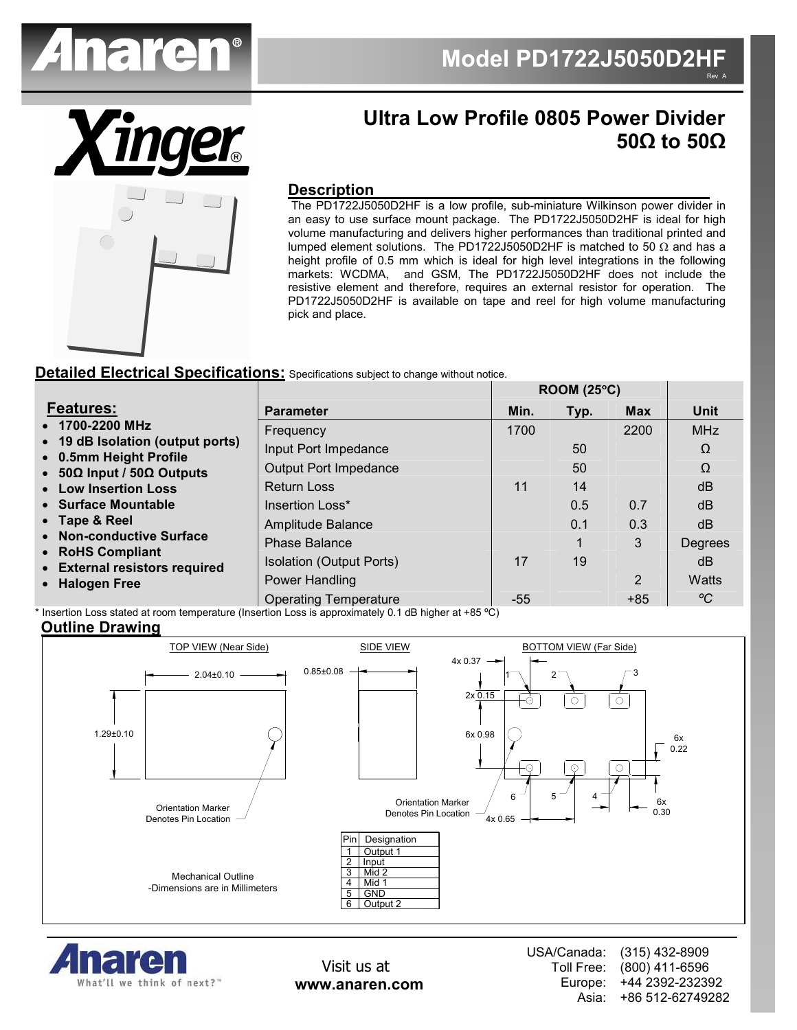# Model PD1722J5050D2HF

Rev A

## Ultra Low Profile 0805 Power Divider 50Ω to 50Ω

### Description

The PD1722J5050D2HF is a low profile, sub-miniature Wilkinson power divider in an easy to use surface mount package. The PD1722J5050D2HF is ideal for high volume manufacturing and delivers higher performances than traditional printed and lumped element solutions. The PD1722J5050D2HF is matched to 50 Ω and has a height profile of 0.5 mm which is ideal for high level integrations in the following markets: WCDMA, and GSM, The PD1722J5050D2HF does not include the resistive element and therefore, requires an external resistor for operation. The PD1722J5050D2HF is available on tape and reel for high volume manufacturing pick and place.

### Detailed Electrical Specifications: Specifications subject to change without notice.

**Features:**

- **1700-2200 MHz**
- **19 dB Isolation (output ports)**
- **0.5mm Height Profile**
- **50Ω Input / 50Ω Outputs**
- **Low Insertion Loss**
- **Surface Mountable**
- **Tape & Reel**
- **Non-conductive Surface**
- **RoHS Compliant**
- **External resistors required**
- **Halogen Free**

| | ROOM (25°C) | | | |
|---|---|---|---|---|
| **Parameter** | **Min.** | **Typ.** | **Max** | **Unit** |
| Frequency | 1700 | | 2200 | MHz |
| Input Port Impedance | | 50 | | Ω |
| Output Port Impedance | | 50 | | Ω |
| Return Loss | 11 | 14 | | dB |
| Insertion Loss* | | 0.5 | 0.7 | dB |
| Amplitude Balance | | 0.1 | 0.3 | dB |
| Phase Balance | | 1 | 3 | Degrees |
| Isolation (Output Ports) | 17 | 19 | | dB |
| Power Handling | | | 2 | Watts |
| Operating Temperature | -55 | | +85 | ºC |

\* Insertion Loss stated at room temperature (Insertion Loss is approximately 0.1 dB higher at +85 ºC)

### Outline Drawing

TOP VIEW (Near Side) — SIDE VIEW — BOTTOM VIEW (Far Side)

Dimensions: 2.04±0.10; 1.29±0.10; 0.85±0.08; 4x 0.37; 2x 0.15; 6x 0.98; 6x 0.22; 6x 0.30; 4x 0.65

Orientation Marker Denotes Pin Location

Mechanical Outline
-Dimensions are in Millimeters

| Pin | Designation |
|---|---|
| 1 | Output 1 |
| 2 | Input |
| 3 | Mid 2 |
| 4 | Mid 1 |
| 5 | GND |
| 6 | Output 2 |

Visit us at **www.anaren.com**

USA/Canada: (315) 432-8909
Toll Free: (800) 411-6596
Europe: +44 2392-232392
Asia: +86 512-62749282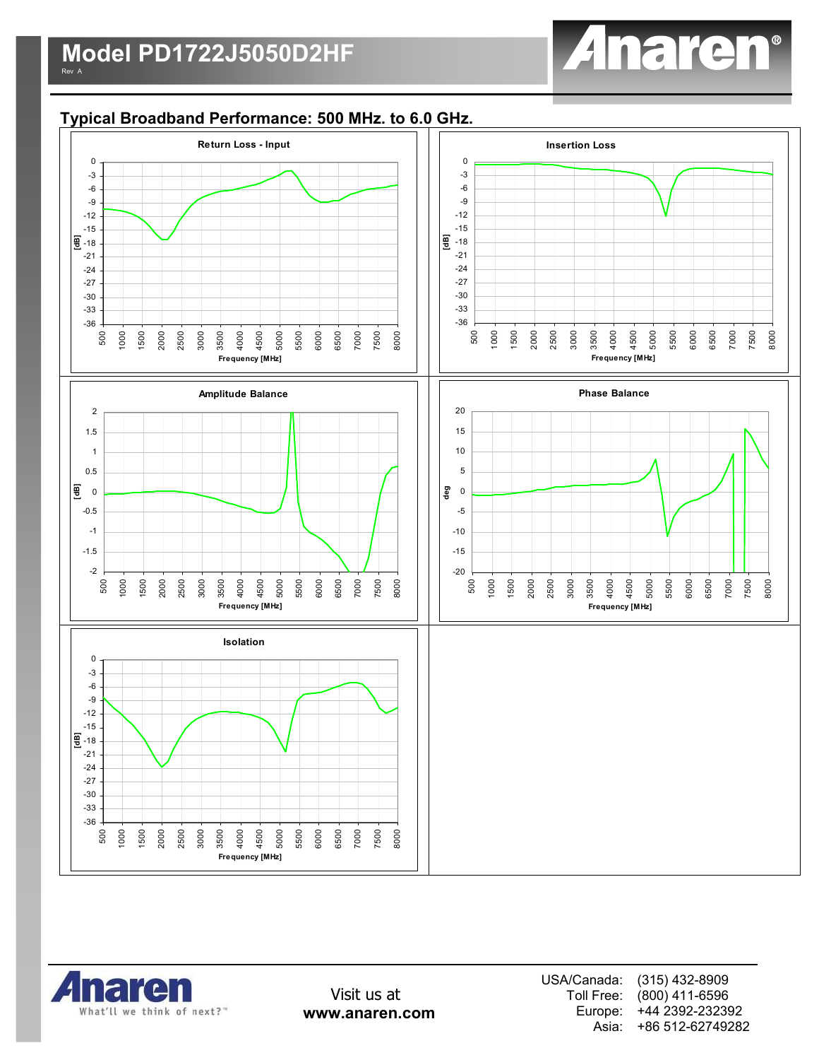## Typical Broadband Performance: 500 MHz. to 6.0 GHz.

Return Loss - Input

Insertion Loss

Amplitude Balance

Phase Balance

Isolation

Visit us at
**www.anaren.com**

USA/Canada: (315) 432-8909
Toll Free: (800) 411-6596
Europe: +44 2392-232392
Asia: +86 512-62749282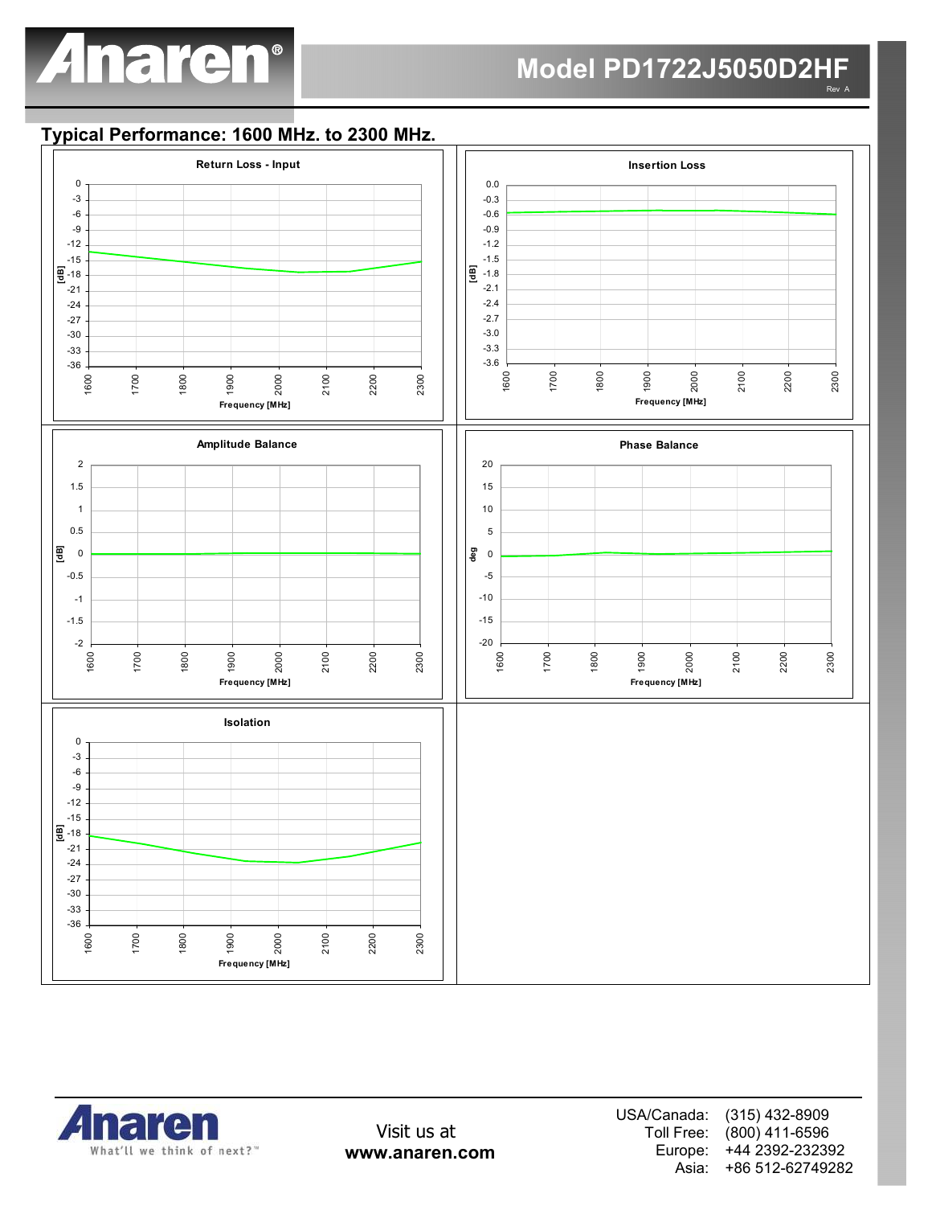## Typical Performance: 1600 MHz. to 2300 MHz.

**Return Loss - Input**

**Insertion Loss**

**Amplitude Balance**

**Phase Balance**

**Isolation**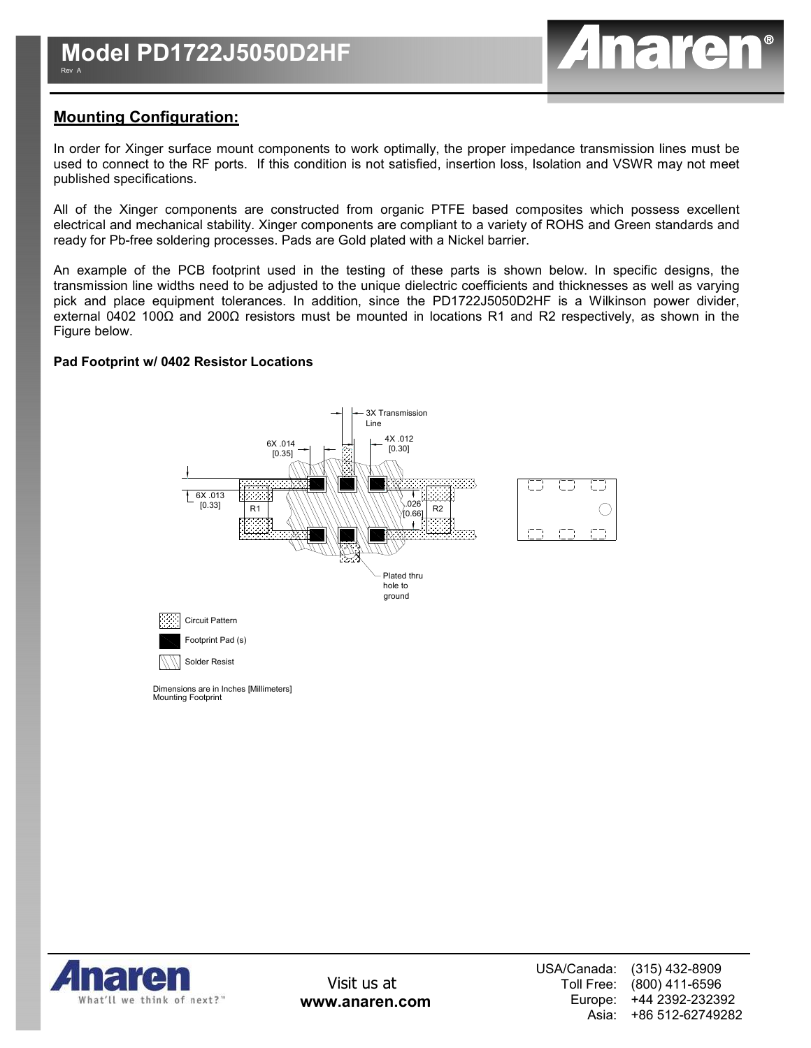## Mounting Configuration:

In order for Xinger surface mount components to work optimally, the proper impedance transmission lines must be used to connect to the RF ports. If this condition is not satisfied, insertion loss, Isolation and VSWR may not meet published specifications.

All of the Xinger components are constructed from organic PTFE based composites which possess excellent electrical and mechanical stability. Xinger components are compliant to a variety of ROHS and Green standards and ready for Pb-free soldering processes. Pads are Gold plated with a Nickel barrier.

An example of the PCB footprint used in the testing of these parts is shown below. In specific designs, the transmission line widths need to be adjusted to the unique dielectric coefficients and thicknesses as well as varying pick and place equipment tolerances. In addition, since the PD1722J5050D2HF is a Wilkinson power divider, external 0402 100Ω and 200Ω resistors must be mounted in locations R1 and R2 respectively, as shown in the Figure below.

**Pad Footprint w/ 0402 Resistor Locations**

3X Transmission Line

6X .014 [0.35]

4X .012 [0.30]

6X .013 [0.33]

.026 [0.66]

R1

R2

Plated thru hole to ground

Circuit Pattern

Footprint Pad (s)

Solder Resist

Dimensions are in Inches [Millimeters]
Mounting Footprint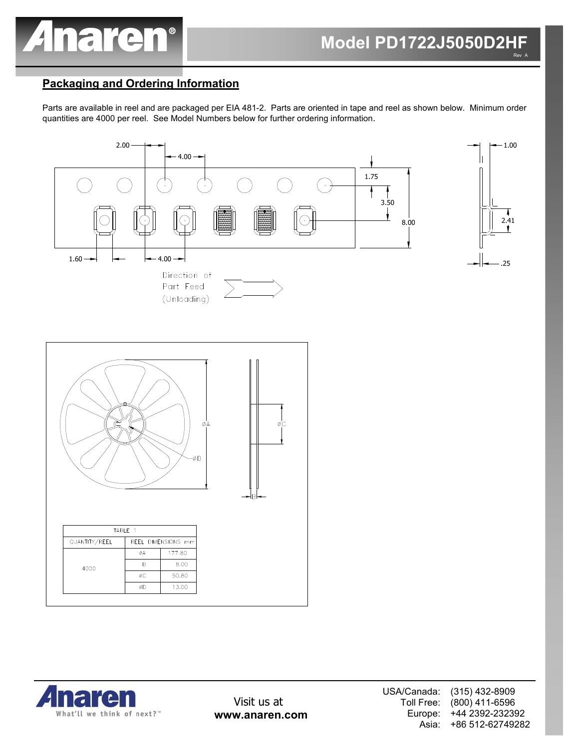## Packaging and Ordering Information

Parts are available in reel and are packaged per EIA 481-2. Parts are oriented in tape and reel as shown below. Minimum order quantities are 4000 per reel. See Model Numbers below for further ordering information.

Direction of Part Feed (Unloading)

| TABLE 1 | | |
|---|---|---|
| QUANTITY/REEL | REEL DIMENSIONS mm | |
| 4000 | ØA | 177.80 |
| | B | 8.00 |
| | ØC | 50.80 |
| | ØD | 13.00 |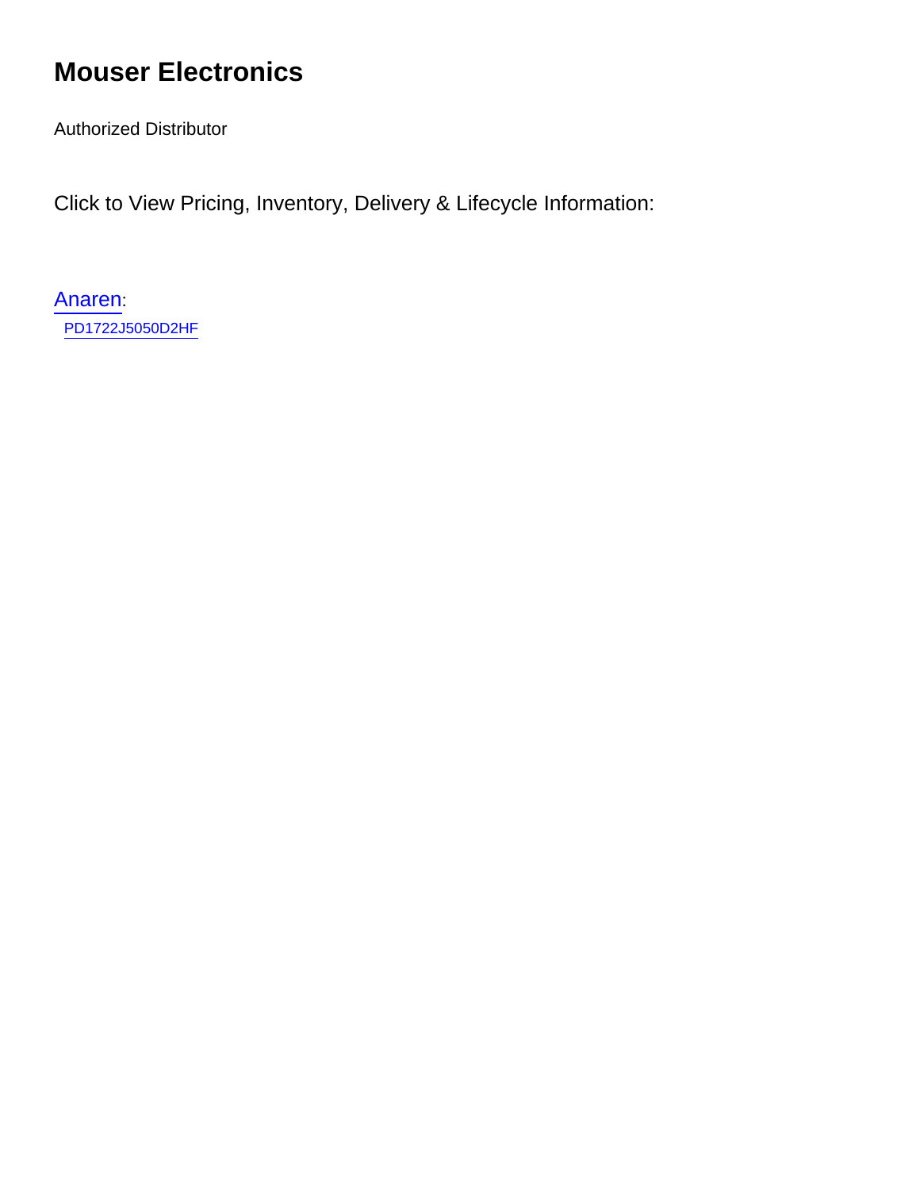# Mouser Electronics

Authorized Distributor

Click to View Pricing, Inventory, Delivery & Lifecycle Information:

Anaren:

PD1722J5050D2HF